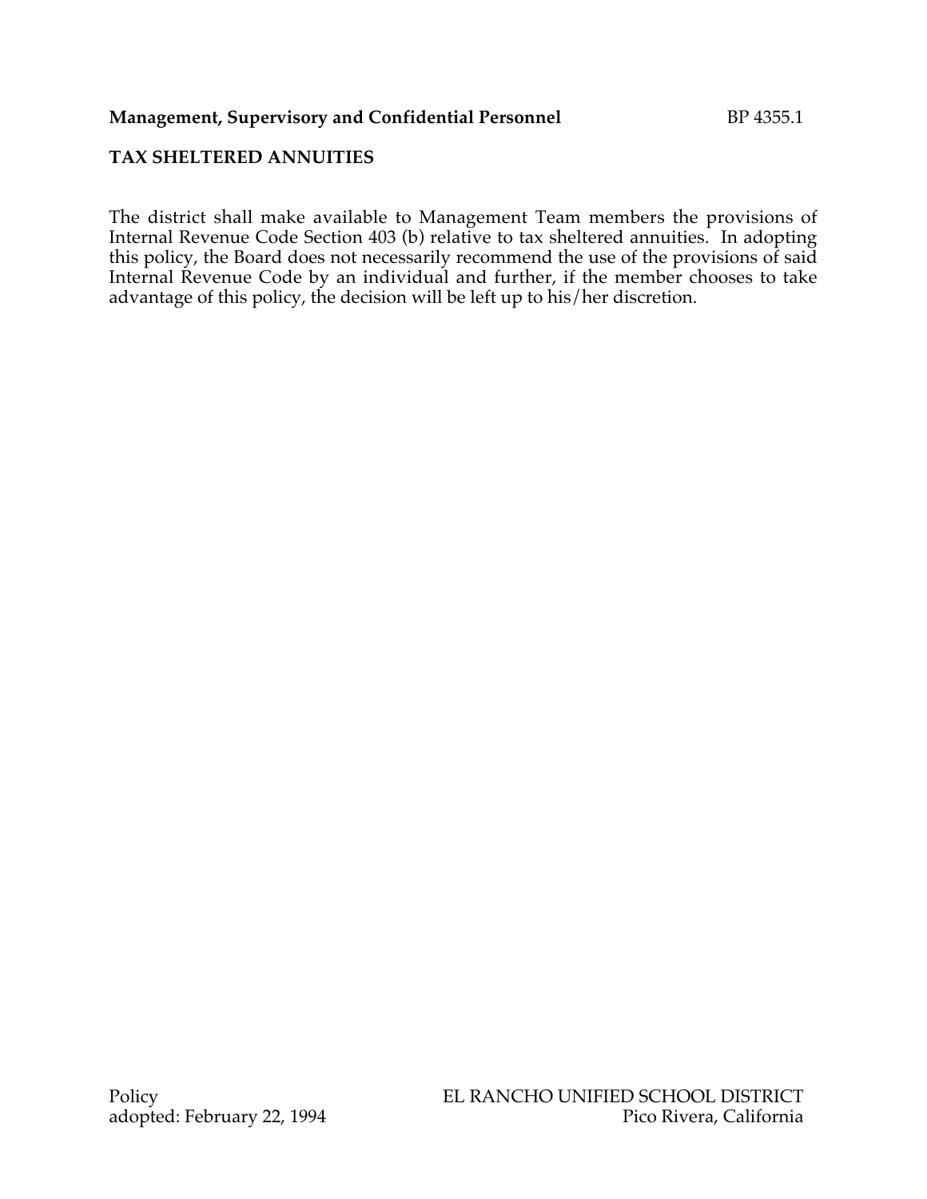**Management, Supervisory and Confidential Personnel** BP 4355.1

**TAX SHELTERED ANNUITIES**

The district shall make available to Management Team members the provisions of Internal Revenue Code Section 403 (b) relative to tax sheltered annuities. In adopting this policy, the Board does not necessarily recommend the use of the provisions of said Internal Revenue Code by an individual and further, if the member chooses to take advantage of this policy, the decision will be left up to his/her discretion.

Policy
adopted: February 22, 1994

EL RANCHO UNIFIED SCHOOL DISTRICT
Pico Rivera, California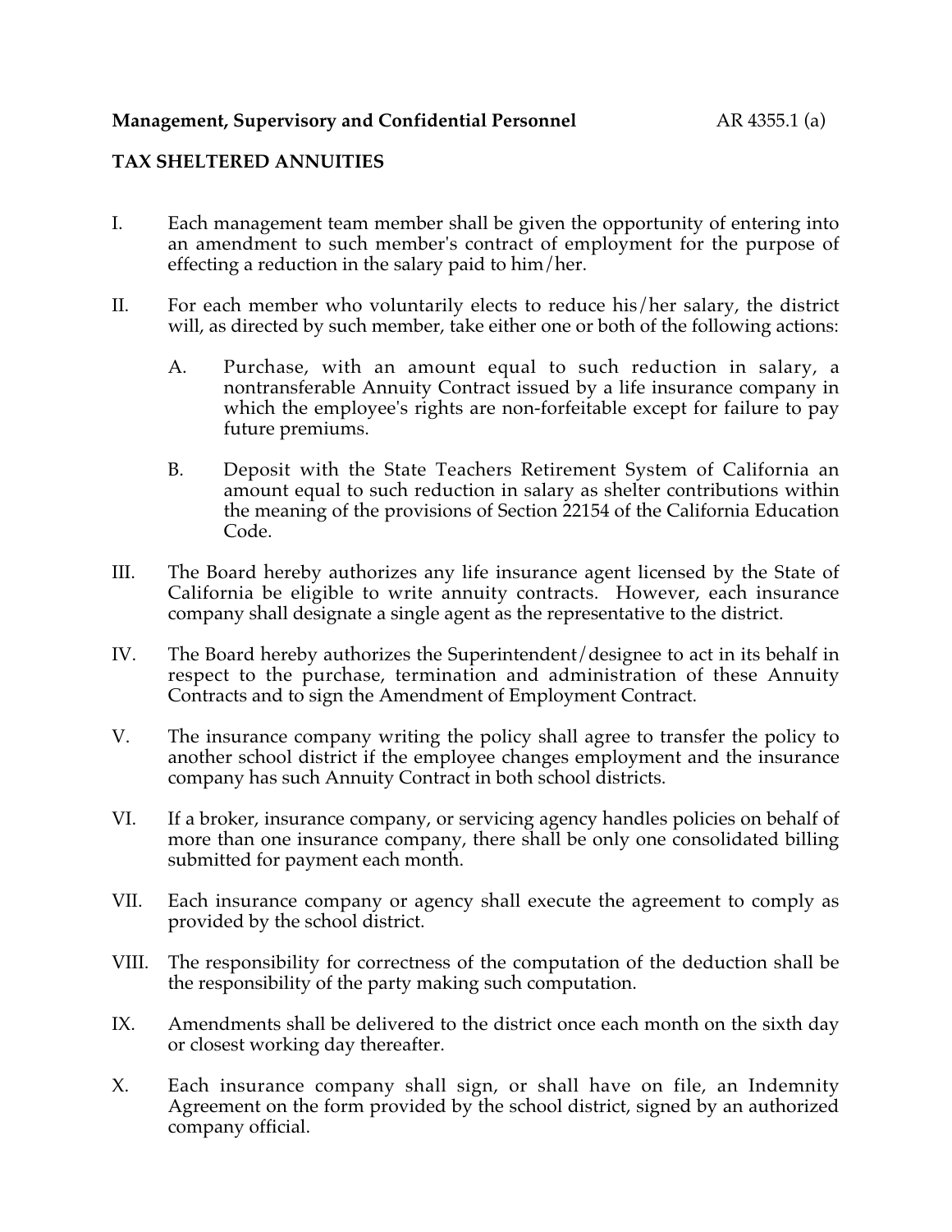**Management, Supervisory and Confidential Personnel** AR 4355.1 (a)

**TAX SHELTERED ANNUITIES**

I. Each management team member shall be given the opportunity of entering into an amendment to such member's contract of employment for the purpose of effecting a reduction in the salary paid to him/her.

II. For each member who voluntarily elects to reduce his/her salary, the district will, as directed by such member, take either one or both of the following actions:

   A. Purchase, with an amount equal to such reduction in salary, a nontransferable Annuity Contract issued by a life insurance company in which the employee's rights are non-forfeitable except for failure to pay future premiums.

   B. Deposit with the State Teachers Retirement System of California an amount equal to such reduction in salary as shelter contributions within the meaning of the provisions of Section 22154 of the California Education Code.

III. The Board hereby authorizes any life insurance agent licensed by the State of California be eligible to write annuity contracts. However, each insurance company shall designate a single agent as the representative to the district.

IV. The Board hereby authorizes the Superintendent/designee to act in its behalf in respect to the purchase, termination and administration of these Annuity Contracts and to sign the Amendment of Employment Contract.

V. The insurance company writing the policy shall agree to transfer the policy to another school district if the employee changes employment and the insurance company has such Annuity Contract in both school districts.

VI. If a broker, insurance company, or servicing agency handles policies on behalf of more than one insurance company, there shall be only one consolidated billing submitted for payment each month.

VII. Each insurance company or agency shall execute the agreement to comply as provided by the school district.

VIII. The responsibility for correctness of the computation of the deduction shall be the responsibility of the party making such computation.

IX. Amendments shall be delivered to the district once each month on the sixth day or closest working day thereafter.

X. Each insurance company shall sign, or shall have on file, an Indemnity Agreement on the form provided by the school district, signed by an authorized company official.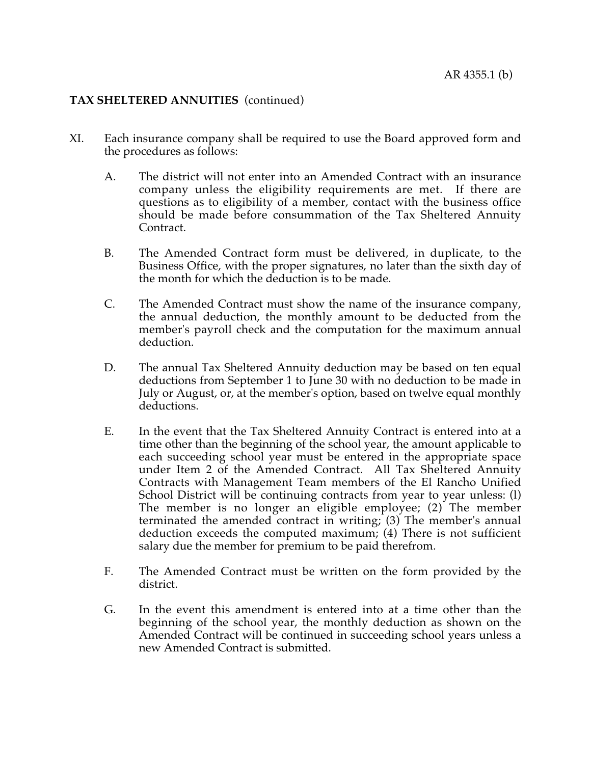**TAX SHELTERED ANNUITIES** (continued)

XI. Each insurance company shall be required to use the Board approved form and the procedures as follows:

   A. The district will not enter into an Amended Contract with an insurance company unless the eligibility requirements are met. If there are questions as to eligibility of a member, contact with the business office should be made before consummation of the Tax Sheltered Annuity Contract.

   B. The Amended Contract form must be delivered, in duplicate, to the Business Office, with the proper signatures, no later than the sixth day of the month for which the deduction is to be made.

   C. The Amended Contract must show the name of the insurance company, the annual deduction, the monthly amount to be deducted from the member's payroll check and the computation for the maximum annual deduction.

   D. The annual Tax Sheltered Annuity deduction may be based on ten equal deductions from September 1 to June 30 with no deduction to be made in July or August, or, at the member's option, based on twelve equal monthly deductions.

   E. In the event that the Tax Sheltered Annuity Contract is entered into at a time other than the beginning of the school year, the amount applicable to each succeeding school year must be entered in the appropriate space under Item 2 of the Amended Contract. All Tax Sheltered Annuity Contracts with Management Team members of the El Rancho Unified School District will be continuing contracts from year to year unless: (l) The member is no longer an eligible employee; (2) The member terminated the amended contract in writing; (3) The member's annual deduction exceeds the computed maximum; (4) There is not sufficient salary due the member for premium to be paid therefrom.

   F. The Amended Contract must be written on the form provided by the district.

   G. In the event this amendment is entered into at a time other than the beginning of the school year, the monthly deduction as shown on the Amended Contract will be continued in succeeding school years unless a new Amended Contract is submitted.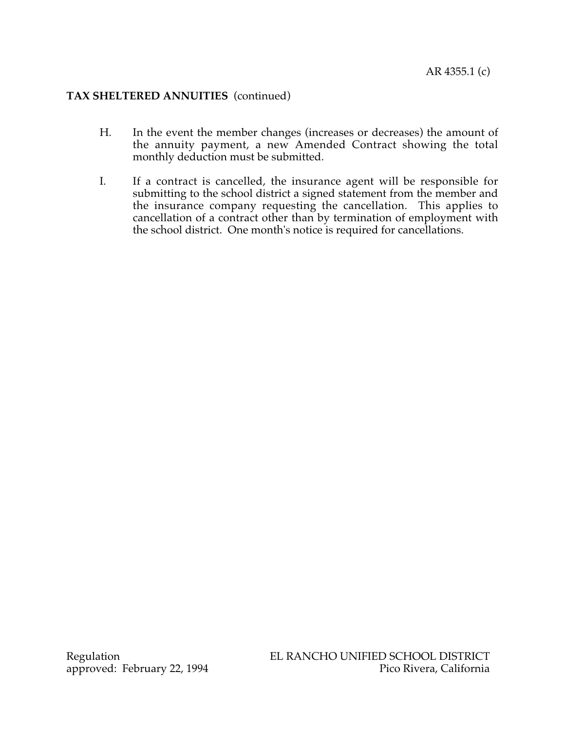**TAX SHELTERED ANNUITIES** (continued)

H. In the event the member changes (increases or decreases) the amount of the annuity payment, a new Amended Contract showing the total monthly deduction must be submitted.

I. If a contract is cancelled, the insurance agent will be responsible for submitting to the school district a signed statement from the member and the insurance company requesting the cancellation. This applies to cancellation of a contract other than by termination of employment with the school district. One month's notice is required for cancellations.

Regulation
approved: February 22, 1994

EL RANCHO UNIFIED SCHOOL DISTRICT
Pico Rivera, California